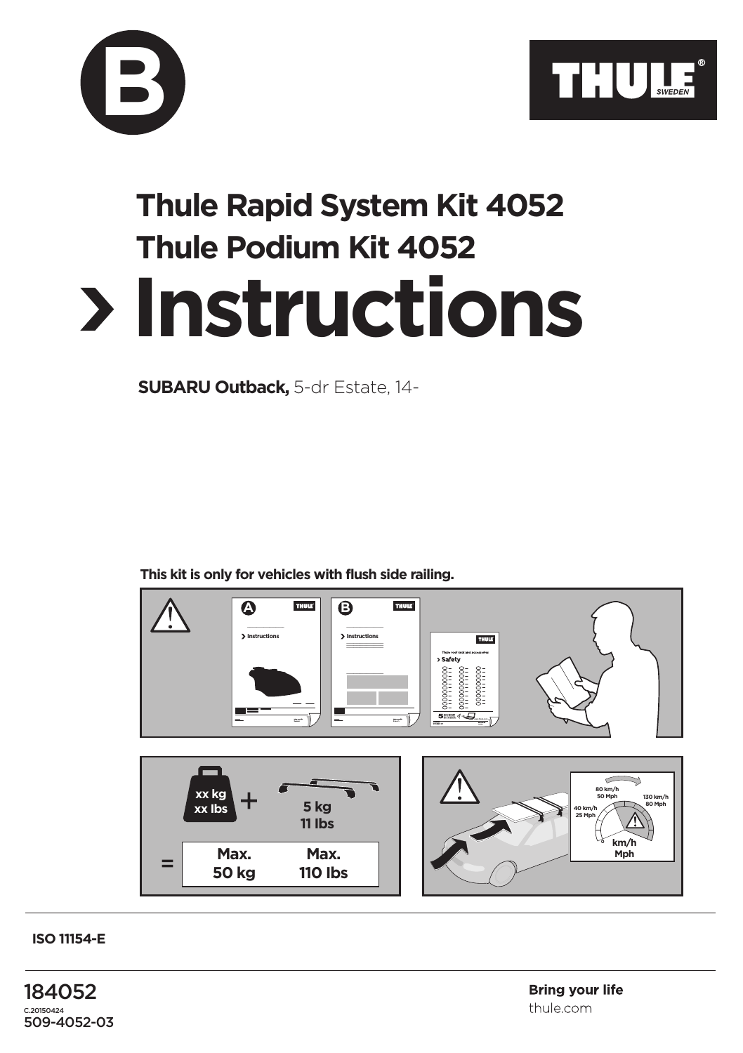B

THULE SWEDEN

# Thule Rapid System Kit 4052
# Thule Podium Kit 4052
# › Instructions

**SUBARU Outback,** 5-dr Estate, 14-

**This kit is only for vehicles with flush side railing.**

xx kg
xx lbs
+
5 kg
11 lbs
=
Max.
50 kg
Max.
110 lbs

80 km/h
50 Mph
40 km/h
25 Mph
130 km/h
80 Mph
km/h
Mph

**ISO 11154-E**

184052
C.20150424
509-4052-03

**Bring your life**
thule.com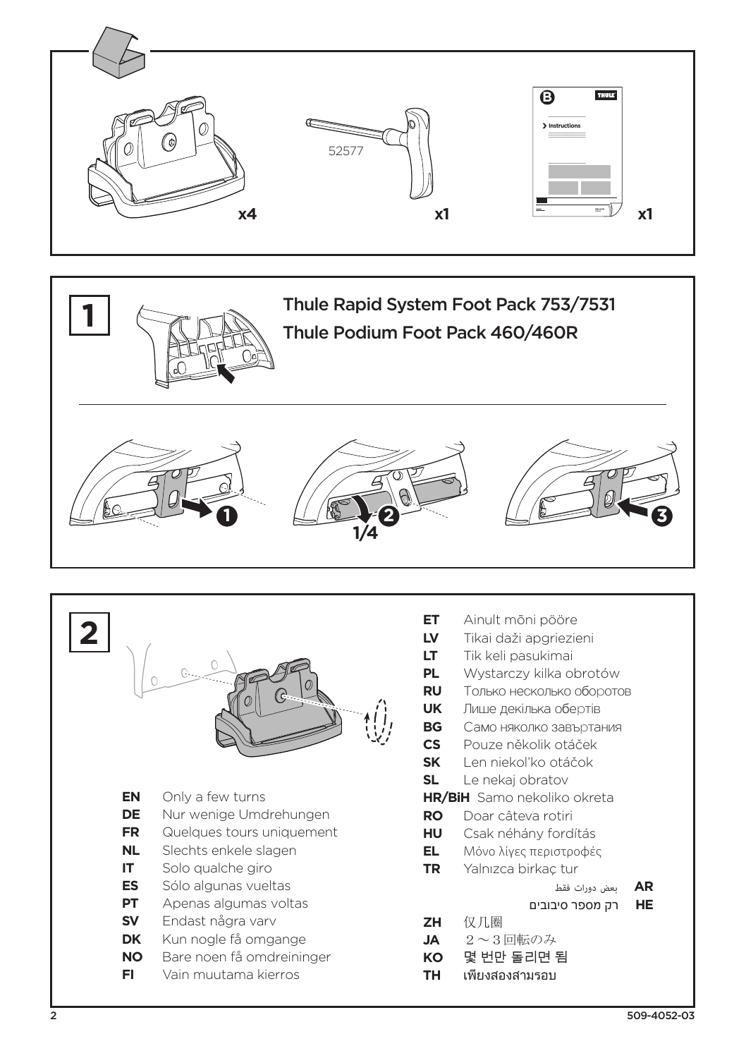x4

52577

x1

B

THULE

> Instructions

x1

**1**

Thule Rapid System Foot Pack 753/7531

Thule Podium Foot Pack 460/460R

1

2

1/4

3

**2**

**EN** Only a few turns
**DE** Nur wenige Umdrehungen
**FR** Quelques tours uniquement
**NL** Slechts enkele slagen
**IT** Solo qualche giro
**ES** Sólo algunas vueltas
**PT** Apenas algumas voltas
**SV** Endast några varv
**DK** Kun nogle få omgange
**NO** Bare noen få omdreininger
**FI** Vain muutama kierros
**ET** Ainult mõni pööre
**LV** Tikai daži apgriezieni
**LT** Tik keli pasukimai
**PL** Wystarczy kilka obrotów
**RU** Только несколько оборотов
**UK** Лише декілька обертів
**BG** Само няколко завъртания
**CS** Pouze několik otáček
**SK** Len niekoľko otáčok
**SL** Le nekaj obratov
**HR/BiH** Samo nekoliko okreta
**RO** Doar câteva rotiri
**HU** Csak néhány fordítás
**EL** Μόνο λίγες περιστροφές
**TR** Yalnızca birkaç tur
**AR** بعض دورات فقط
**HE** רק מספר סיבובים
**ZH** 仅几圈
**JA** 2～3回転のみ
**KO** 몇 번만 돌리면 됨
**TH** เพียงสองสามรอบ

509-4052-03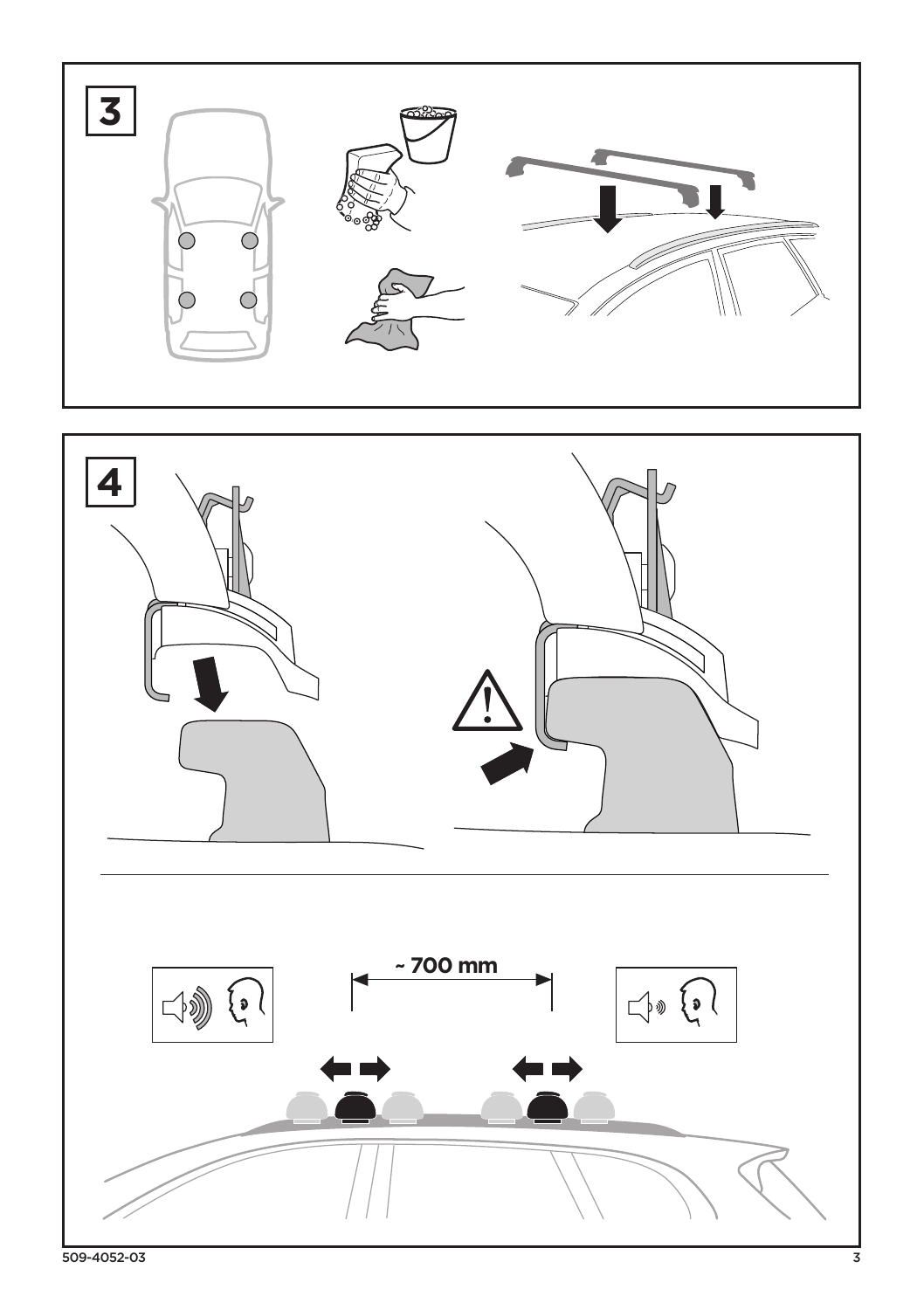**3**

**4**

~ 700 mm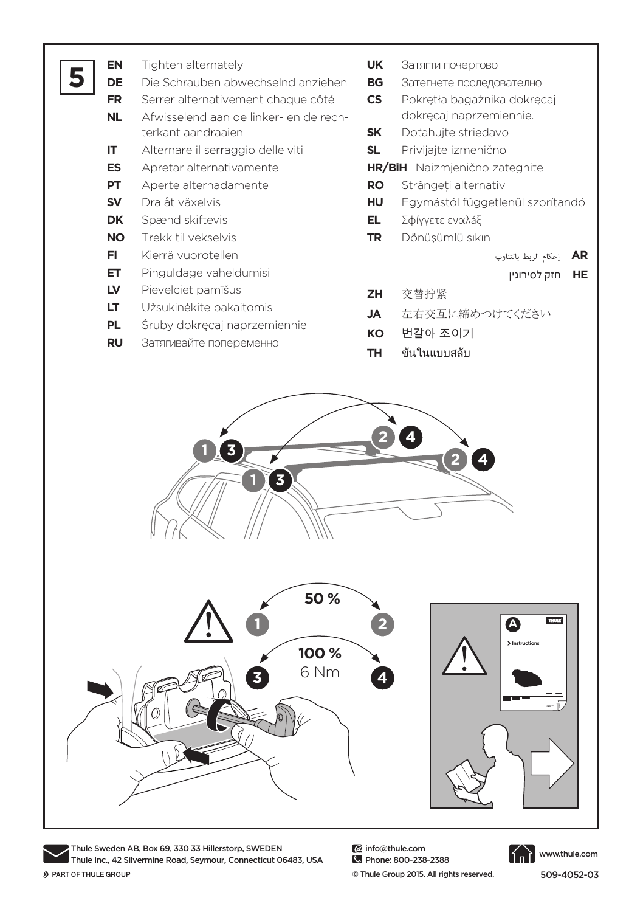**5**

**EN** Tighten alternately
**DE** Die Schrauben abwechselnd anziehen
**FR** Serrer alternativement chaque côté
**NL** Afwisselend aan de linker- en de rechterkant aandraaien
**IT** Alternare il serraggio delle viti
**ES** Apretar alternativamente
**PT** Aperte alternadamente
**SV** Dra åt växelvis
**DK** Spænd skiftevis
**NO** Trekk til vekselvis
**FI** Kierrä vuorotellen
**ET** Pinguldage vaheldumisi
**LV** Pievelciet pamīšus
**LT** Užsukinėkite pakaitomis
**PL** Śruby dokręcaj naprzemiennie
**RU** Затягивайте попеременно
**UK** Затягти почергово
**BG** Затегнете последователно
**CS** Pokrętła bagażnika dokręcaj dokręcaj naprzemiennie.
**SK** Doťahujte striedavo
**SL** Privijajte izmenično
**HR/BiH** Naizmjenično zategnite
**RO** Strângeți alternativ
**HU** Egymástól függetlenül szorítandó
**EL** Σφίγγετε εναλλάξ
**TR** Dönüşümlü sıkın
**AR** إحكام الربط بالتناوب
**HE** חזק לסירוגין
**ZH** 交替拧紧
**JA** 左右交互に締めつけてください
**KO** 번갈아 조이기
**TH** ขันในแบบสลับ

1 3
2 4

50 %
1 2

100 %
6 Nm
3 4

Thule Sweden AB, Box 69, 330 33 Hillerstorp, SWEDEN
Thule Inc., 42 Silvermine Road, Seymour, Connecticut 06483, USA
PART OF THULE GROUP

info@thule.com
Phone: 800-238-2388
© Thule Group 2015. All rights reserved.

www.thule.com
509-4052-03